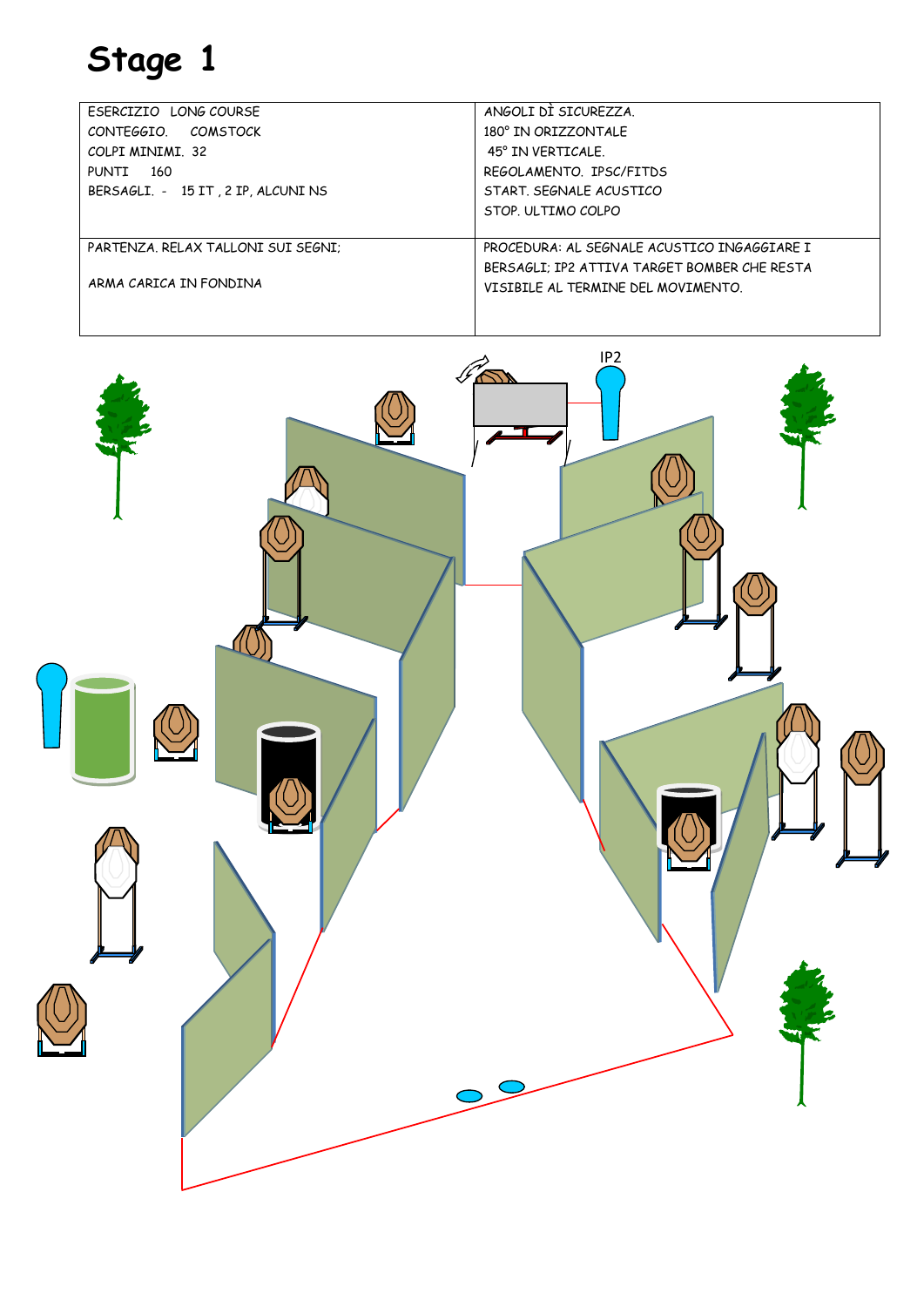# Stage 1

| ESERCIZIO LONG COURSE<br>CONTEGGIO. COMSTOCK<br>COLPI MINIMI. 32<br>PUNTI 160<br>BERSAGLI. - 15 IT , 2 IP, ALCUNI NS | ANGOLI DÌ SICUREZZA.<br>180° IN ORIZZONTALE<br>45° IN VERTICALE.<br>REGOLAMENTO. IPSC/FITDS<br>START. SEGNALE ACUSTICO<br>STOP. ULTIMO COLPO |
|---|---|
| PARTENZA. RELAX TALLONI SUI SEGNI;<br><br>ARMA CARICA IN FONDINA | PROCEDURA: AL SEGNALE ACUSTICO INGAGGIARE I BERSAGLI; IP2 ATTIVA TARGET BOMBER CHE RESTA VISIBILE AL TERMINE DEL MOVIMENTO. |

IP2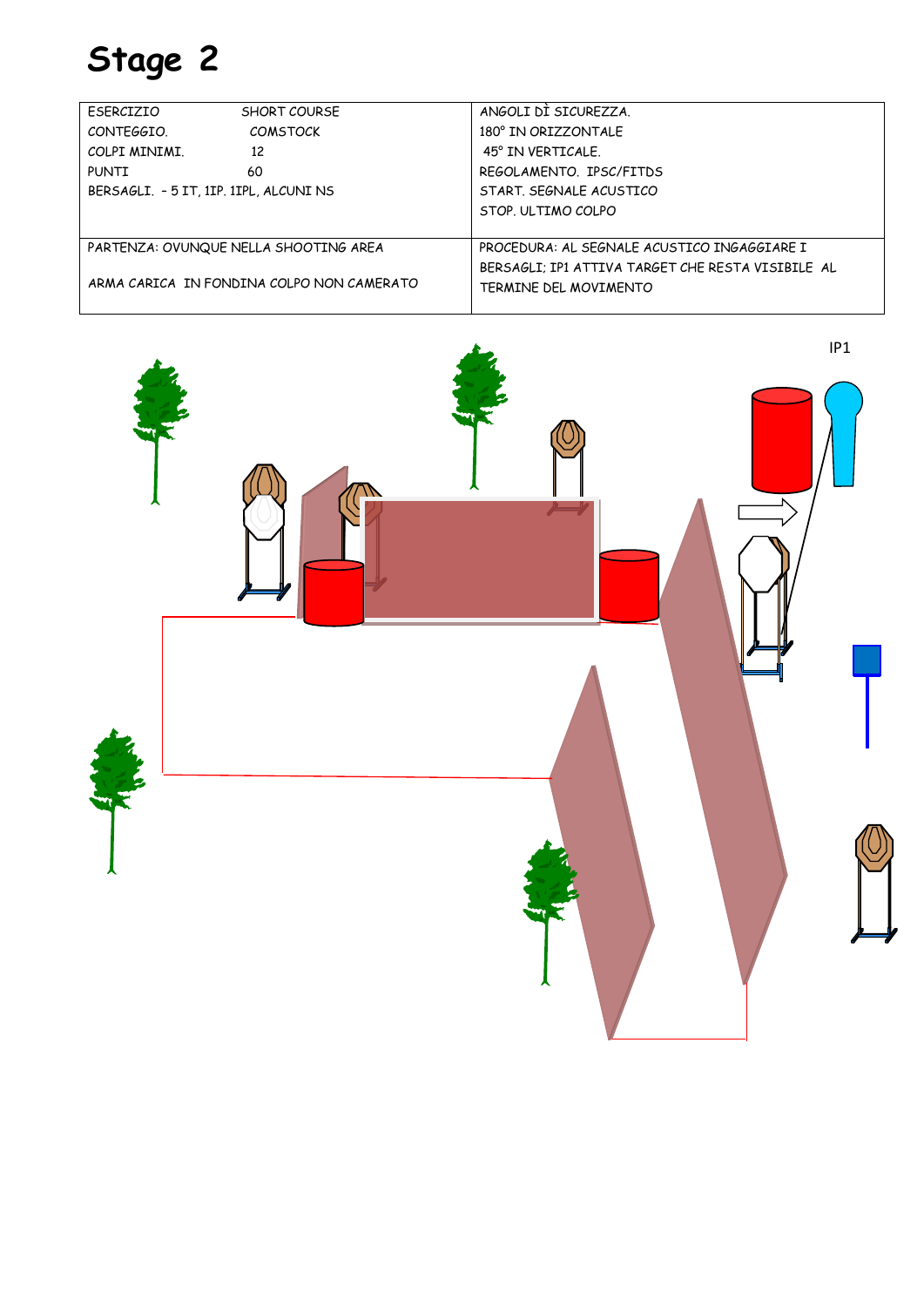# Stage 2

| | |
|---|---|
| ESERCIZIO SHORT COURSE<br>CONTEGGIO. COMSTOCK<br>COLPI MINIMI. 12<br>PUNTI 60<br>BERSAGLI. - 5 IT, 1IP. 1IPL, ALCUNI NS | ANGOLI DÌ SICUREZZA.<br>180° IN ORIZZONTALE<br>45° IN VERTICALE.<br>REGOLAMENTO. IPSC/FITDS<br>START. SEGNALE ACUSTICO<br>STOP. ULTIMO COLPO |
| PARTENZA: OVUNQUE NELLA SHOOTING AREA<br><br>ARMA CARICA IN FONDINA COLPO NON CAMERATO | PROCEDURA: AL SEGNALE ACUSTICO INGAGGIARE I BERSAGLI; IP1 ATTIVA TARGET CHE RESTA VISIBILE AL TERMINE DEL MOVIMENTO |

IP1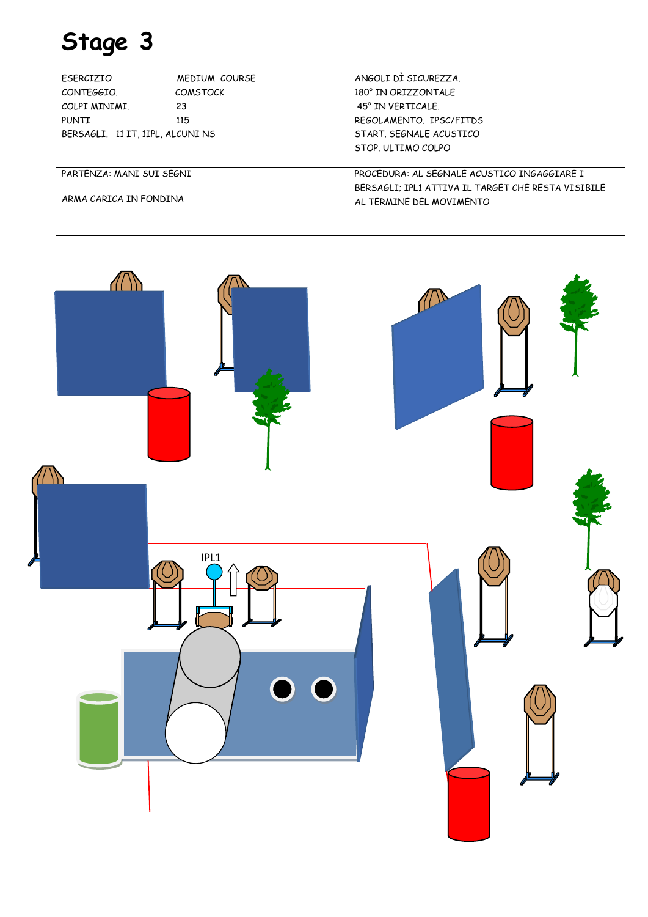# Stage 3

| | |
|---|---|
| ESERCIZIO MEDIUM COURSE<br>CONTEGGIO. COMSTOCK<br>COLPI MINIMI. 23<br>PUNTI 115<br>BERSAGLI. 11 IT, 1IPL, ALCUNI NS | ANGOLI DÌ SICUREZZA.<br>180° IN ORIZZONTALE<br>45° IN VERTICALE.<br>REGOLAMENTO. IPSC/FITDS<br>START. SEGNALE ACUSTICO<br>STOP. ULTIMO COLPO |
| PARTENZA: MANI SUI SEGNI<br><br>ARMA CARICA IN FONDINA | PROCEDURA: AL SEGNALE ACUSTICO INGAGGIARE I BERSAGLI; IPL1 ATTIVA IL TARGET CHE RESTA VISIBILE AL TERMINE DEL MOVIMENTO |

IPL1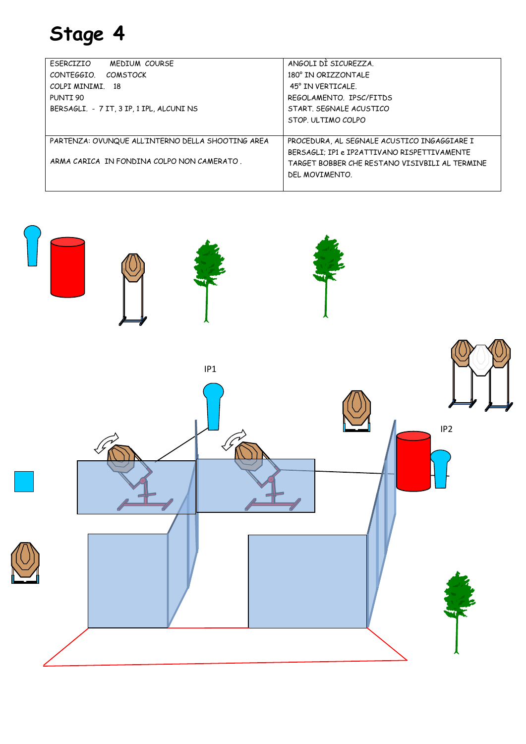# Stage 4

| ESERCIZIO    MEDIUM COURSE<br>CONTEGGIO.  COMSTOCK<br>COLPI MINIMI.  18<br>PUNTI 90<br>BERSAGLI. - 7 IT, 3 IP, 1 IPL, ALCUNI NS | ANGOLI DÌ SICUREZZA.<br>180° IN ORIZZONTALE<br>45° IN VERTICALE.<br>REGOLAMENTO. IPSC/FITDS<br>START. SEGNALE ACUSTICO<br>STOP. ULTIMO COLPO |
|---|---|
| PARTENZA: OVUNQUE ALL'INTERNO DELLA SHOOTING AREA<br><br>ARMA CARICA IN FONDINA COLPO NON CAMERATO . | PROCEDURA, AL SEGNALE ACUSTICO INGAGGIARE I BERSAGLI; IP1 e IP2ATTIVANO RISPETTIVAMENTE TARGET BOBBER CHE RESTANO VISIVBILI AL TERMINE DEL MOVIMENTO. |

IP1

IP2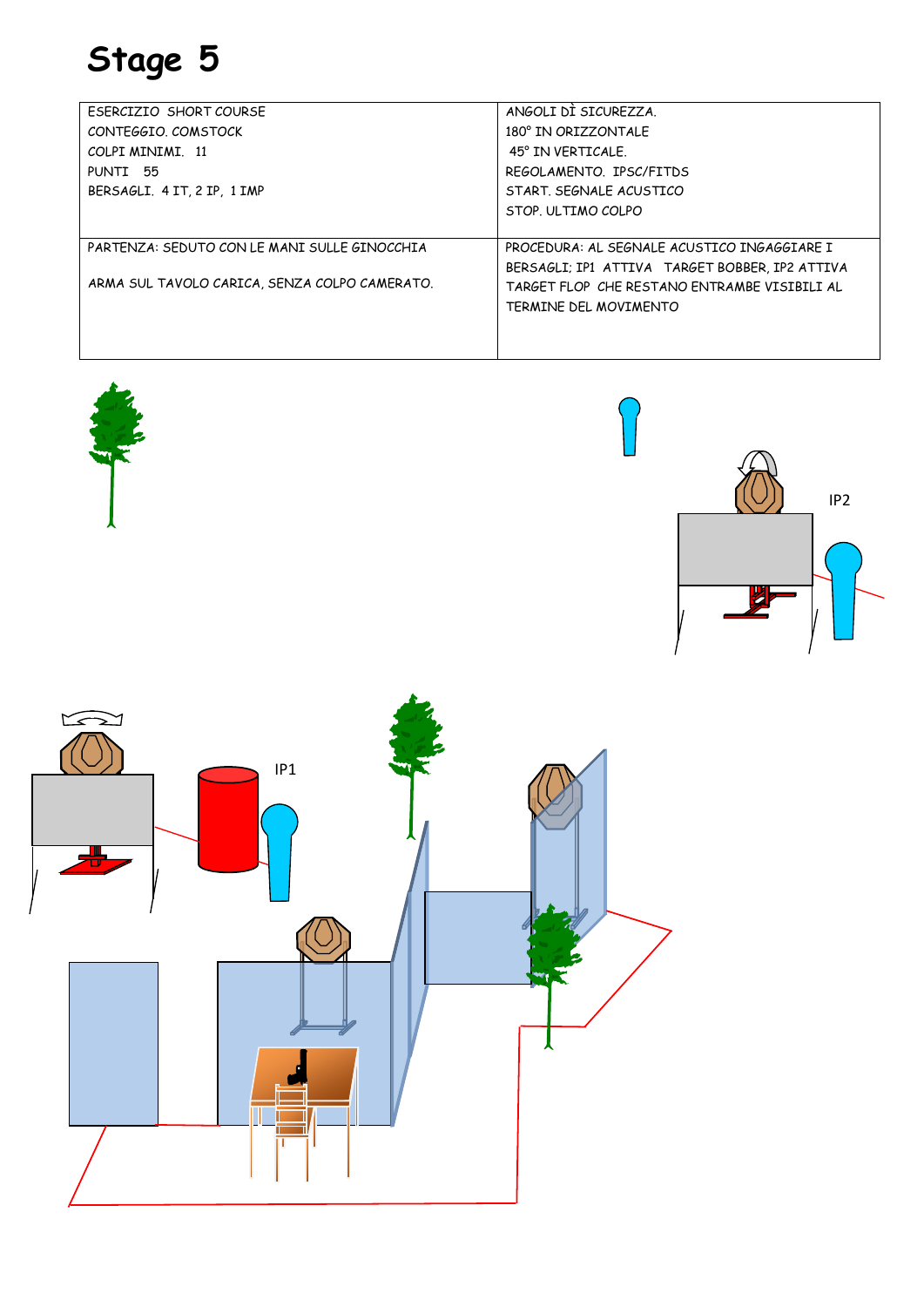# Stage 5

| ESERCIZIO SHORT COURSE<br>CONTEGGIO. COMSTOCK<br>COLPI MINIMI. 11<br>PUNTI 55<br>BERSAGLI. 4 IT, 2 IP, 1 IMP | ANGOLI DÌ SICUREZZA.<br>180° IN ORIZZONTALE<br>45° IN VERTICALE.<br>REGOLAMENTO. IPSC/FITDS<br>START. SEGNALE ACUSTICO<br>STOP. ULTIMO COLPO |
|---|---|
| PARTENZA: SEDUTO CON LE MANI SULLE GINOCCHIA<br><br>ARMA SUL TAVOLO CARICA, SENZA COLPO CAMERATO. | PROCEDURA: AL SEGNALE ACUSTICO INGAGGIARE I BERSAGLI; IP1 ATTIVA TARGET BOBBER, IP2 ATTIVA TARGET FLOP CHE RESTANO ENTRAMBE VISIBILI AL TERMINE DEL MOVIMENTO |

IP2

IP1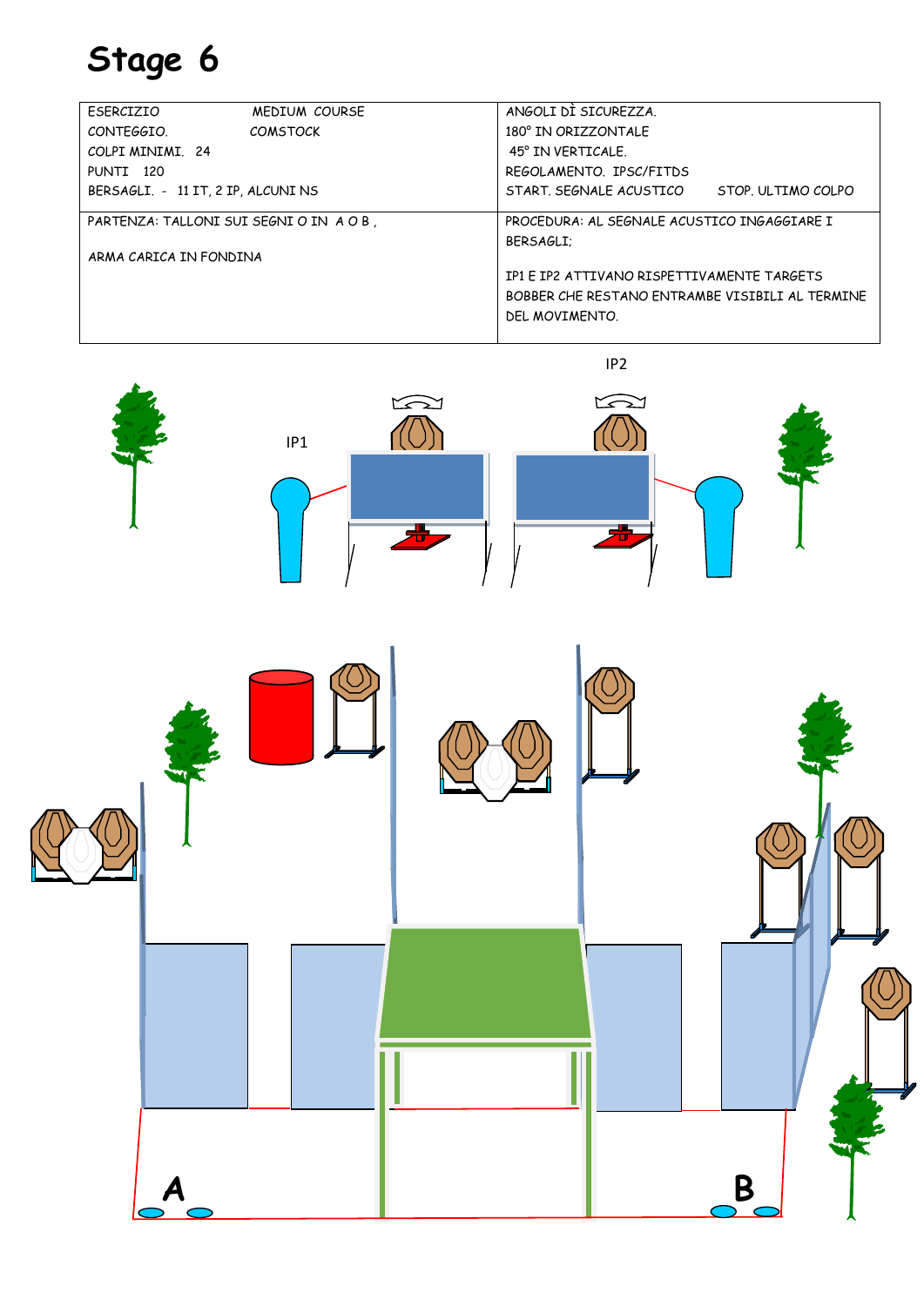# Stage 6

| ESERCIZIO MEDIUM COURSE<br>CONTEGGIO. COMSTOCK<br>COLPI MINIMI. 24<br>PUNTI 120<br>BERSAGLI. - 11 IT, 2 IP, ALCUNI NS | ANGOLI DÌ SICUREZZA.<br>180° IN ORIZZONTALE<br>45° IN VERTICALE.<br>REGOLAMENTO. IPSC/FITDS<br>START. SEGNALE ACUSTICO STOP. ULTIMO COLPO |
|---|---|
| PARTENZA: TALLONI SUI SEGNI O IN A O B ,<br><br>ARMA CARICA IN FONDINA | PROCEDURA: AL SEGNALE ACUSTICO INGAGGIARE I BERSAGLI;<br><br>IP1 E IP2 ATTIVANO RISPETTIVAMENTE TARGETS BOBBER CHE RESTANO ENTRAMBE VISIBILI AL TERMINE DEL MOVIMENTO. |

IP2

IP1

A

B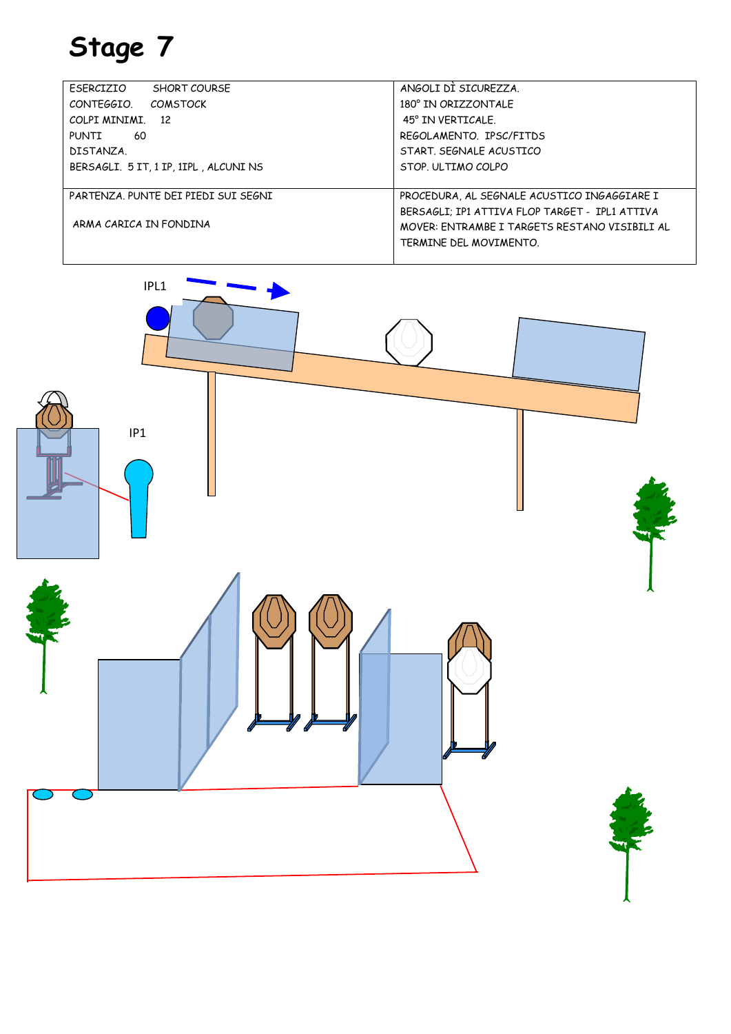# Stage 7

| ESERCIZIO SHORT COURSE<br>CONTEGGIO. COMSTOCK<br>COLPI MINIMI. 12<br>PUNTI 60<br>DISTANZA.<br>BERSAGLI. 5 IT, 1 IP, 1IPL , ALCUNI NS | ANGOLI DÌ SICUREZZA.<br>180° IN ORIZZONTALE<br>45° IN VERTICALE.<br>REGOLAMENTO. IPSC/FITDS<br>START. SEGNALE ACUSTICO<br>STOP. ULTIMO COLPO |
|---|---|
| PARTENZA. PUNTE DEI PIEDI SUI SEGNI<br><br>ARMA CARICA IN FONDINA | PROCEDURA, AL SEGNALE ACUSTICO INGAGGIARE I BERSAGLI; IP1 ATTIVA FLOP TARGET - IPL1 ATTIVA MOVER: ENTRAMBE I TARGETS RESTANO VISIBILI AL TERMINE DEL MOVIMENTO. |

IPL1

IP1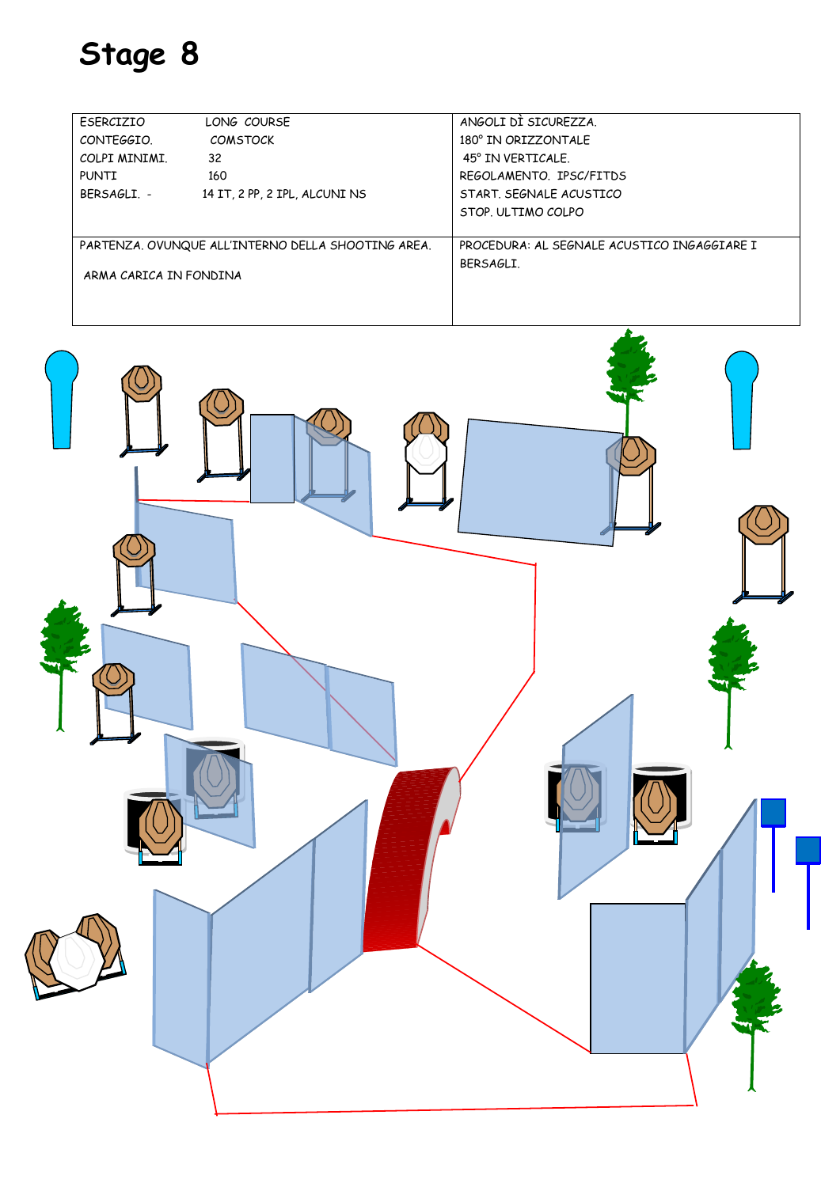# Stage 8

| | |
|---|---|
| ESERCIZIO LONG COURSE<br>CONTEGGIO. COMSTOCK<br>COLPI MINIMI. 32<br>PUNTI 160<br>BERSAGLI. - 14 IT, 2 PP, 2 IPL, ALCUNI NS | ANGOLI DÌ SICUREZZA.<br>180° IN ORIZZONTALE<br>45° IN VERTICALE.<br>REGOLAMENTO. IPSC/FITDS<br>START. SEGNALE ACUSTICO<br>STOP. ULTIMO COLPO |
| PARTENZA. OVUNQUE ALL'INTERNO DELLA SHOOTING AREA.<br><br>ARMA CARICA IN FONDINA | PROCEDURA: AL SEGNALE ACUSTICO INGAGGIARE I BERSAGLI. |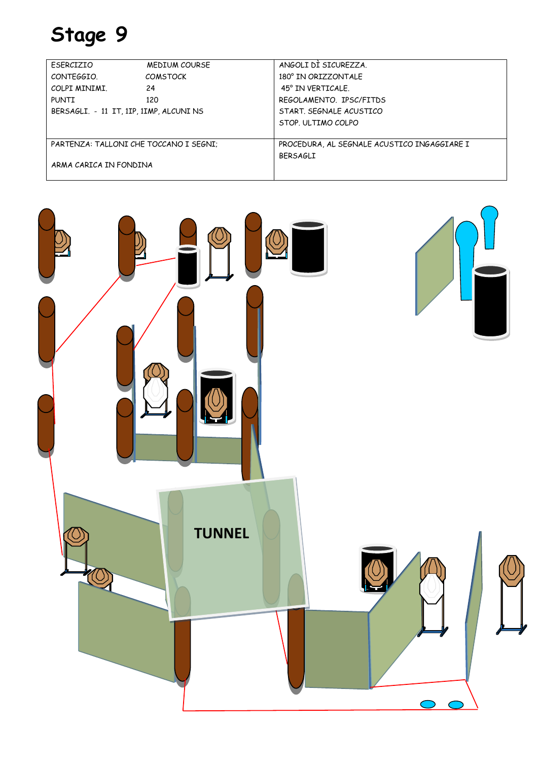# Stage 9

| ESERCIZIO | MEDIUM COURSE | ANGOLI DÌ SICUREZZA. |
|---|---|---|
| CONTEGGIO. | COMSTOCK | 180° IN ORIZZONTALE |
| COLPI MINIMI. | 24 | 45° IN VERTICALE. |
| PUNTI | 120 | REGOLAMENTO. IPSC/FITDS |
| BERSAGLI. - 11 IT, 1IP, 1IMP, ALCUNI NS | | START. SEGNALE ACUSTICO |
| | | STOP. ULTIMO COLPO |
| PARTENZA: TALLONI CHE TOCCANO I SEGNI; ARMA CARICA IN FONDINA | | PROCEDURA, AL SEGNALE ACUSTICO INGAGGIARE I BERSAGLI |

TUNNEL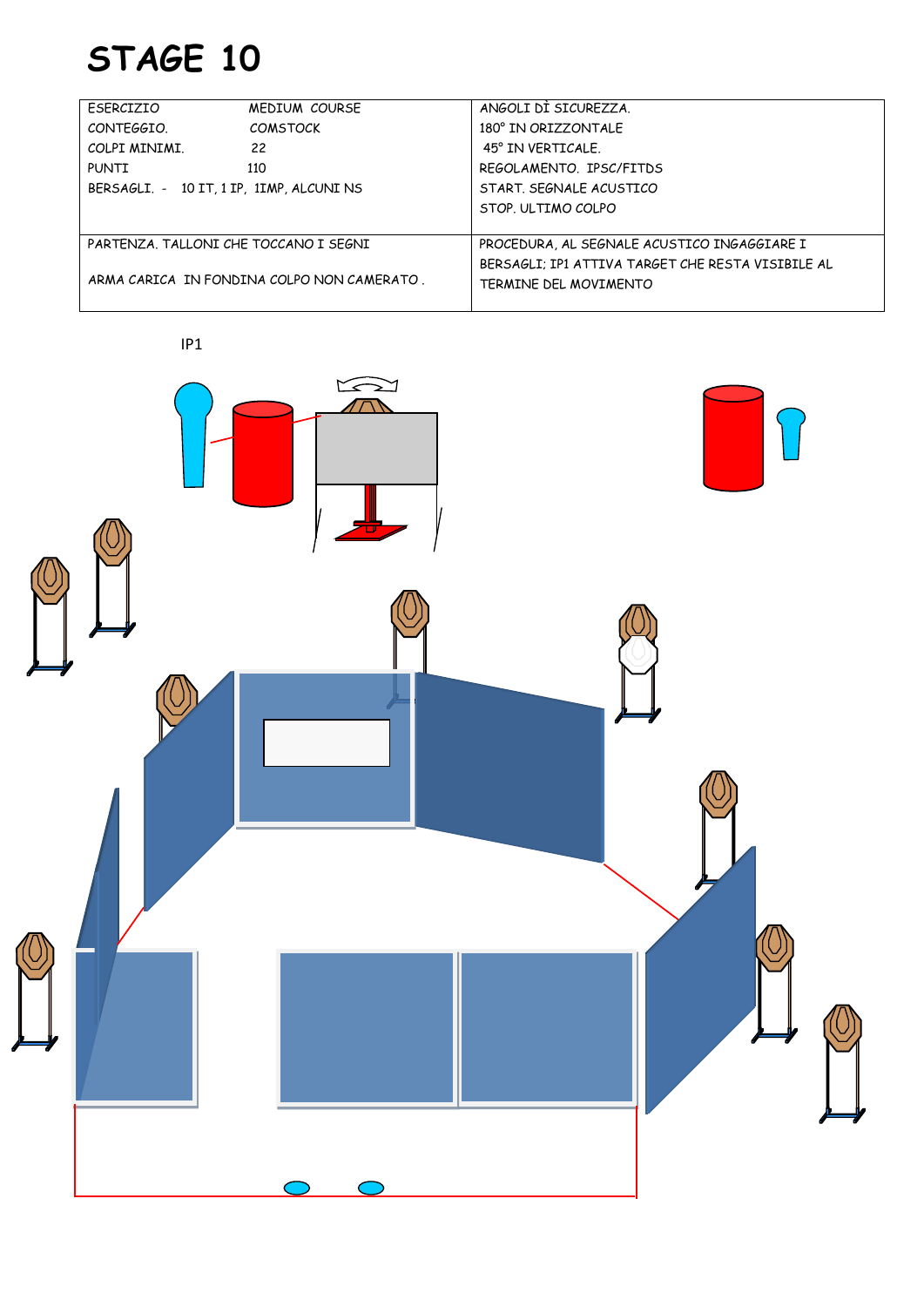# STAGE 10

| | |
|---|---|
| ESERCIZIO MEDIUM COURSE<br>CONTEGGIO. COMSTOCK<br>COLPI MINIMI. 22<br>PUNTI 110<br>BERSAGLI. - 10 IT, 1 IP, 1IMP, ALCUNI NS | ANGOLI DÌ SICUREZZA.<br>180° IN ORIZZONTALE<br>45° IN VERTICALE.<br>REGOLAMENTO. IPSC/FITDS<br>START. SEGNALE ACUSTICO<br>STOP. ULTIMO COLPO |
| PARTENZA. TALLONI CHE TOCCANO I SEGNI<br><br>ARMA CARICA IN FONDINA COLPO NON CAMERATO . | PROCEDURA, AL SEGNALE ACUSTICO INGAGGIARE I BERSAGLI; IP1 ATTIVA TARGET CHE RESTA VISIBILE AL TERMINE DEL MOVIMENTO |

IP1